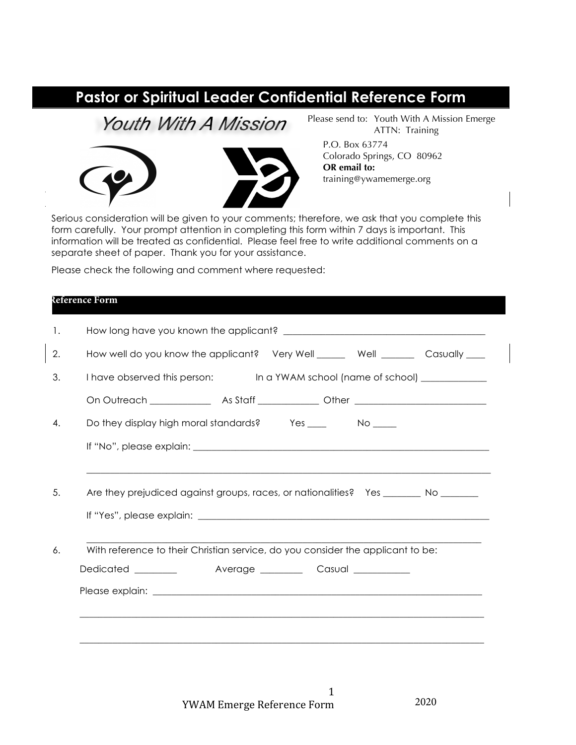# Pastor or Spiritual Leader Confidential Reference Form

Youth With A Mission

Please send to: Youth With A Mission Emerge
ATTN: Training
P.O. Box 63774
Colorado Springs, CO 80962
**OR email to:**
training@ywamemerge.org

Serious consideration will be given to your comments; therefore, we ask that you complete this form carefully. Your prompt attention in completing this form within 7 days is important. This information will be treated as confidential. Please feel free to write additional comments on a separate sheet of paper. Thank you for your assistance.

Please check the following and comment where requested:

## Reference Form

1. How long have you known the applicant? ___________________________________________

2. How well do you know the applicant? Very Well ______ Well _______ Casually ____

3. I have observed this person: In a YWAM school (name of school) ______________

   On Outreach _____________ As Staff _____________ Other ____________________________

4. Do they display high moral standards? Yes ____ No _____

   If "No", please explain: _________________________________________________________________

   ___________________________________________________________________________________

5. Are they prejudiced against groups, races, or nationalities? Yes ________ No ________

   If "Yes", please explain: ________________________________________________________________

   ___________________________________________________________________________________

6. With reference to their Christian service, do you consider the applicant to be:

   Dedicated _________ Average _________ Casual ____________

   Please explain: ___________________________________________________________________________

   ___________________________________________________________________________________

   ___________________________________________________________________________________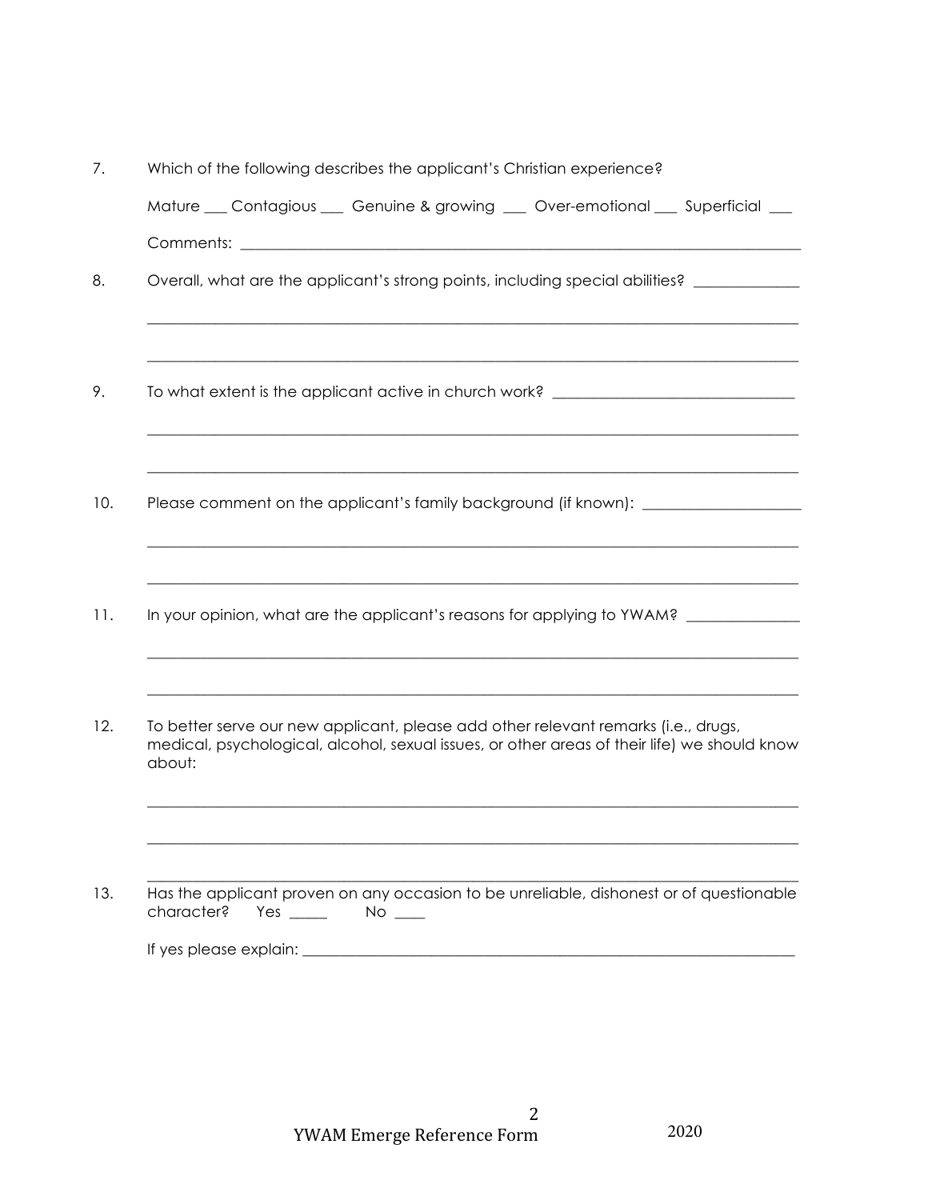7. Which of the following describes the applicant's Christian experience?

   Mature ___ Contagious ___ Genuine & growing ___ Over-emotional ___ Superficial ___

   Comments: ___________________________________________________________________

8. Overall, what are the applicant's strong points, including special abilities? _____________

   ___________________________________________________________________________

   ___________________________________________________________________________

9. To what extent is the applicant active in church work? ______________________________

   ___________________________________________________________________________

   ___________________________________________________________________________

10. Please comment on the applicant's family background (if known): ___________________

    ___________________________________________________________________________

    ___________________________________________________________________________

11. In your opinion, what are the applicant's reasons for applying to YWAM? ______________

    ___________________________________________________________________________

    ___________________________________________________________________________

12. To better serve our new applicant, please add other relevant remarks (i.e., drugs, medical, psychological, alcohol, sexual issues, or other areas of their life) we should know about:

    ___________________________________________________________________________

    ___________________________________________________________________________

    ___________________________________________________________________________

13. Has the applicant proven on any occasion to be unreliable, dishonest or of questionable character? Yes _____ No ____

    If yes please explain: _____________________________________________________________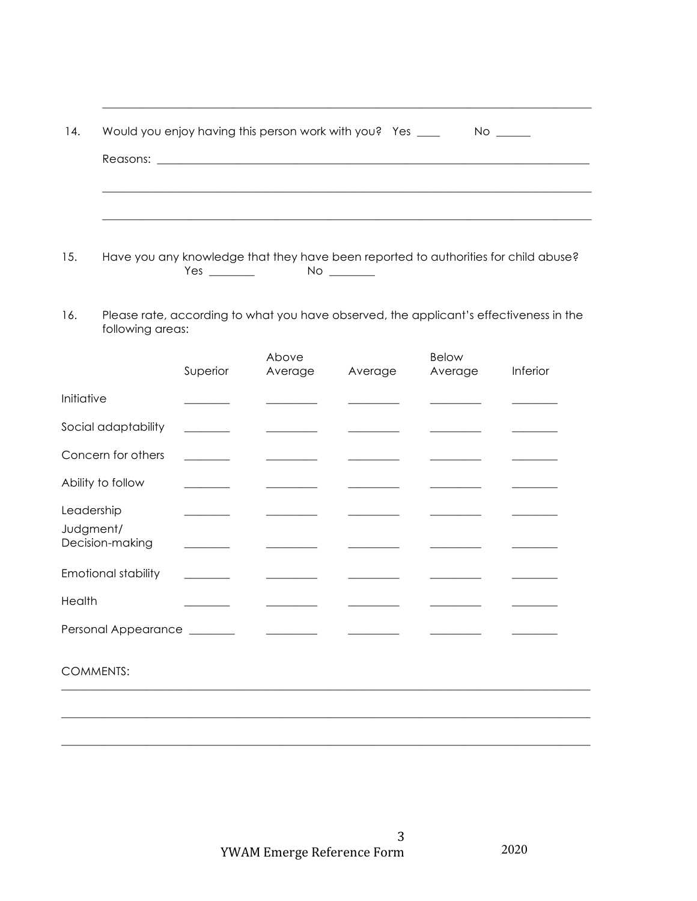\_\_\_\_\_\_\_\_\_\_\_\_\_\_\_\_\_\_\_\_\_\_\_\_\_\_\_\_\_\_\_\_\_\_\_\_\_\_\_\_\_\_\_\_\_\_\_\_\_\_\_\_\_\_\_\_\_\_\_\_\_\_\_\_\_\_\_\_\_\_\_\_\_\_\_\_

14. Would you enjoy having this person work with you? Yes \_\_\_\_ No \_\_\_\_\_\_

    Reasons: \_\_\_\_\_\_\_\_\_\_\_\_\_\_\_\_\_\_\_\_\_\_\_\_\_\_\_\_\_\_\_\_\_\_\_\_\_\_\_\_\_\_\_\_\_\_\_\_\_\_\_\_\_\_\_\_\_\_\_\_\_\_\_\_\_\_\_\_

    \_\_\_\_\_\_\_\_\_\_\_\_\_\_\_\_\_\_\_\_\_\_\_\_\_\_\_\_\_\_\_\_\_\_\_\_\_\_\_\_\_\_\_\_\_\_\_\_\_\_\_\_\_\_\_\_\_\_\_\_\_\_\_\_\_\_\_\_\_\_\_\_\_\_\_\_

    \_\_\_\_\_\_\_\_\_\_\_\_\_\_\_\_\_\_\_\_\_\_\_\_\_\_\_\_\_\_\_\_\_\_\_\_\_\_\_\_\_\_\_\_\_\_\_\_\_\_\_\_\_\_\_\_\_\_\_\_\_\_\_\_\_\_\_\_\_\_\_\_\_\_\_\_

15. Have you any knowledge that they have been reported to authorities for child abuse?
    Yes \_\_\_\_\_\_\_\_ No \_\_\_\_\_\_\_\_

16. Please rate, according to what you have observed, the applicant's effectiveness in the following areas:

| | Superior | Above Average | Average | Below Average | Inferior |
|---|---|---|---|---|---|
| Initiative | \_\_\_\_\_\_\_\_ | \_\_\_\_\_\_\_\_ | \_\_\_\_\_\_\_\_ | \_\_\_\_\_\_\_\_ | \_\_\_\_\_\_\_\_ |
| Social adaptability | \_\_\_\_\_\_\_\_ | \_\_\_\_\_\_\_\_ | \_\_\_\_\_\_\_\_ | \_\_\_\_\_\_\_\_ | \_\_\_\_\_\_\_\_ |
| Concern for others | \_\_\_\_\_\_\_\_ | \_\_\_\_\_\_\_\_ | \_\_\_\_\_\_\_\_ | \_\_\_\_\_\_\_\_ | \_\_\_\_\_\_\_\_ |
| Ability to follow | \_\_\_\_\_\_\_\_ | \_\_\_\_\_\_\_\_ | \_\_\_\_\_\_\_\_ | \_\_\_\_\_\_\_\_ | \_\_\_\_\_\_\_\_ |
| Leadership | \_\_\_\_\_\_\_\_ | \_\_\_\_\_\_\_\_ | \_\_\_\_\_\_\_\_ | \_\_\_\_\_\_\_\_ | \_\_\_\_\_\_\_\_ |
| Judgment/ Decision-making | \_\_\_\_\_\_\_\_ | \_\_\_\_\_\_\_\_ | \_\_\_\_\_\_\_\_ | \_\_\_\_\_\_\_\_ | \_\_\_\_\_\_\_\_ |
| Emotional stability | \_\_\_\_\_\_\_\_ | \_\_\_\_\_\_\_\_ | \_\_\_\_\_\_\_\_ | \_\_\_\_\_\_\_\_ | \_\_\_\_\_\_\_\_ |
| Health | \_\_\_\_\_\_\_\_ | \_\_\_\_\_\_\_\_ | \_\_\_\_\_\_\_\_ | \_\_\_\_\_\_\_\_ | \_\_\_\_\_\_\_\_ |
| Personal Appearance | \_\_\_\_\_\_\_\_ | \_\_\_\_\_\_\_\_ | \_\_\_\_\_\_\_\_ | \_\_\_\_\_\_\_\_ | \_\_\_\_\_\_\_\_ |

COMMENTS:

\_\_\_\_\_\_\_\_\_\_\_\_\_\_\_\_\_\_\_\_\_\_\_\_\_\_\_\_\_\_\_\_\_\_\_\_\_\_\_\_\_\_\_\_\_\_\_\_\_\_\_\_\_\_\_\_\_\_\_\_\_\_\_\_\_\_\_\_\_\_\_\_\_\_\_\_

\_\_\_\_\_\_\_\_\_\_\_\_\_\_\_\_\_\_\_\_\_\_\_\_\_\_\_\_\_\_\_\_\_\_\_\_\_\_\_\_\_\_\_\_\_\_\_\_\_\_\_\_\_\_\_\_\_\_\_\_\_\_\_\_\_\_\_\_\_\_\_\_\_\_\_\_

\_\_\_\_\_\_\_\_\_\_\_\_\_\_\_\_\_\_\_\_\_\_\_\_\_\_\_\_\_\_\_\_\_\_\_\_\_\_\_\_\_\_\_\_\_\_\_\_\_\_\_\_\_\_\_\_\_\_\_\_\_\_\_\_\_\_\_\_\_\_\_\_\_\_\_\_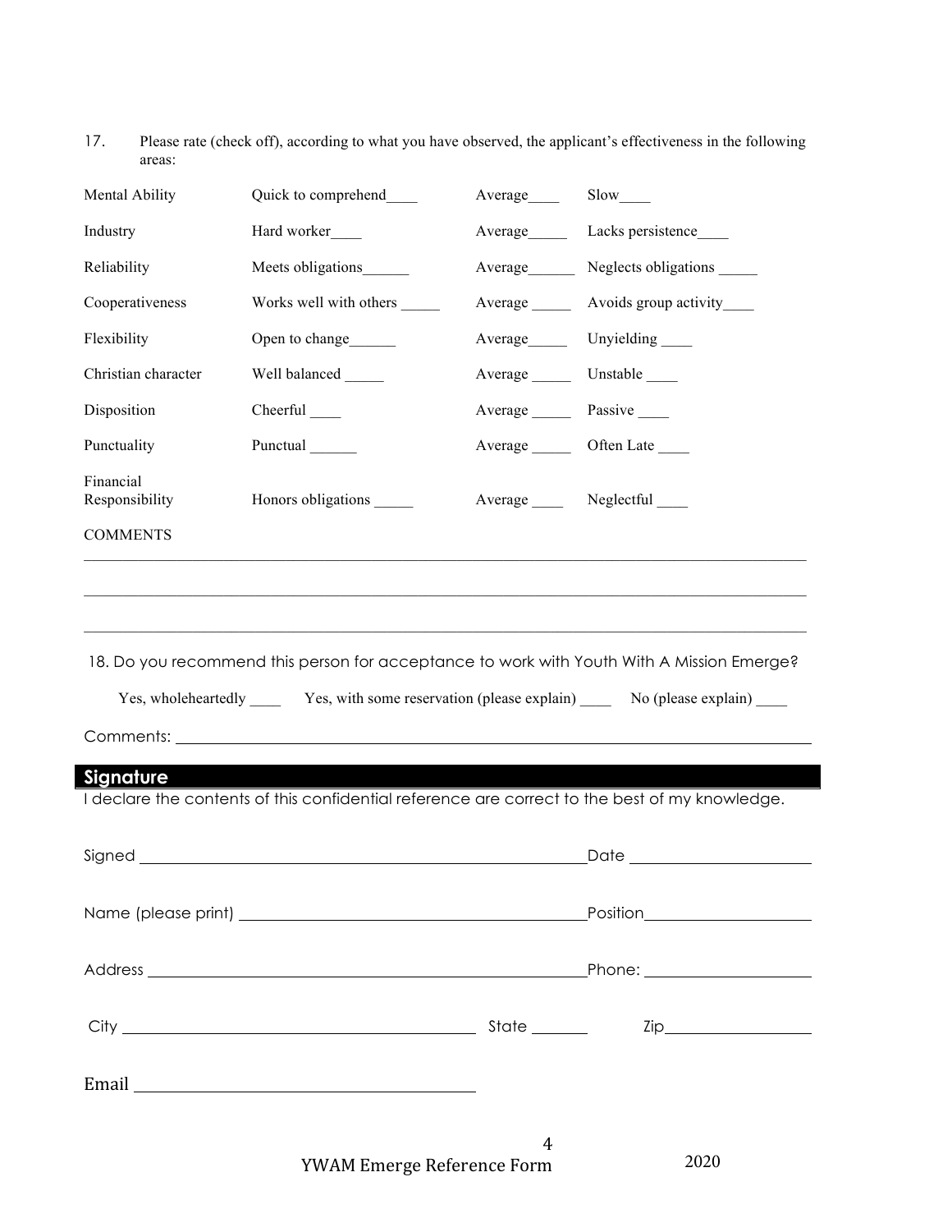17. Please rate (check off), according to what you have observed, the applicant's effectiveness in the following areas:

| | | | |
|---|---|---|---|
| Mental Ability | Quick to comprehend____ | Average____ | Slow____ |
| Industry | Hard worker____ | Average_____ | Lacks persistence____ |
| Reliability | Meets obligations______ | Average______ | Neglects obligations _____ |
| Cooperativeness | Works well with others _____ | Average _____ | Avoids group activity____ |
| Flexibility | Open to change______ | Average_____ | Unyielding ____ |
| Christian character | Well balanced _____ | Average _____ | Unstable ____ |
| Disposition | Cheerful ____ | Average _____ | Passive ____ |
| Punctuality | Punctual ______ | Average _____ | Often Late ____ |
| Financial Responsibility | Honors obligations _____ | Average ____ | Neglectful ____ |

COMMENTS

_______________________________________________________________________________

_______________________________________________________________________________

_______________________________________________________________________________

18. Do you recommend this person for acceptance to work with Youth With A Mission Emerge?

Yes, wholeheartedly ____ Yes, with some reservation (please explain) ____ No (please explain) ____

Comments: _______________________________________________________________

## Signature

I declare the contents of this confidential reference are correct to the best of my knowledge.

Signed ______________________________________________ Date ___________________

Name (please print) ___________________________________ Position________________

Address _____________________________________________ Phone: _________________

City ___________________________________ State _______ Zip_______________

Email ___________________________________